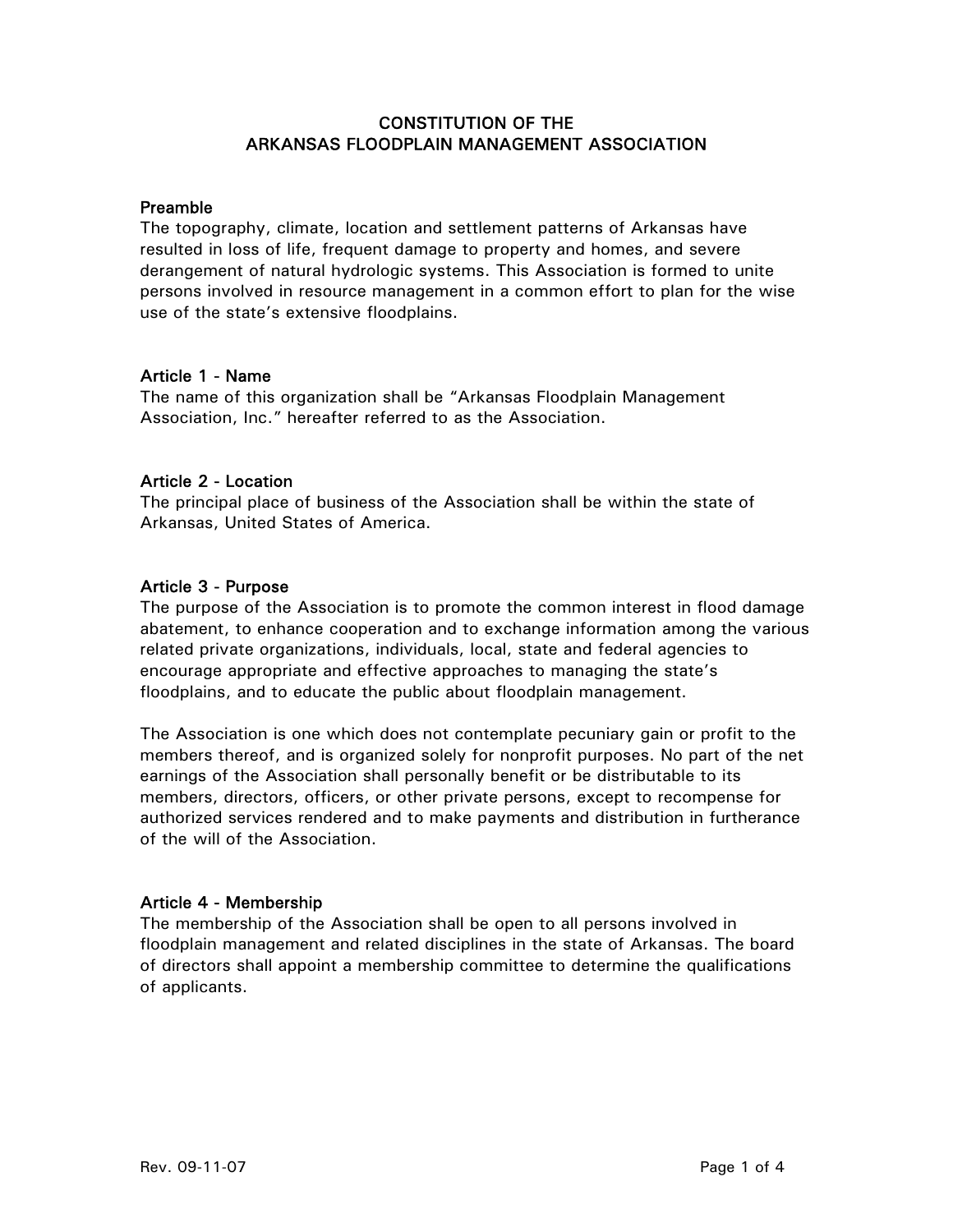# CONSTITUTION OF THE ARKANSAS FLOODPLAIN MANAGEMENT ASSOCIATION

## Preamble

The topography, climate, location and settlement patterns of Arkansas have resulted in loss of life, frequent damage to property and homes, and severe derangement of natural hydrologic systems. This Association is formed to unite persons involved in resource management in a common effort to plan for the wise use of the state's extensive floodplains.

## Article 1 - Name

The name of this organization shall be "Arkansas Floodplain Management Association, Inc." hereafter referred to as the Association.

## Article 2 - Location

The principal place of business of the Association shall be within the state of Arkansas, United States of America.

## Article 3 - Purpose

The purpose of the Association is to promote the common interest in flood damage abatement, to enhance cooperation and to exchange information among the various related private organizations, individuals, local, state and federal agencies to encourage appropriate and effective approaches to managing the state's floodplains, and to educate the public about floodplain management.

The Association is one which does not contemplate pecuniary gain or profit to the members thereof, and is organized solely for nonprofit purposes. No part of the net earnings of the Association shall personally benefit or be distributable to its members, directors, officers, or other private persons, except to recompense for authorized services rendered and to make payments and distribution in furtherance of the will of the Association.

## Article 4 - Membership

The membership of the Association shall be open to all persons involved in floodplain management and related disciplines in the state of Arkansas. The board of directors shall appoint a membership committee to determine the qualifications of applicants.

Rev. 09-11-07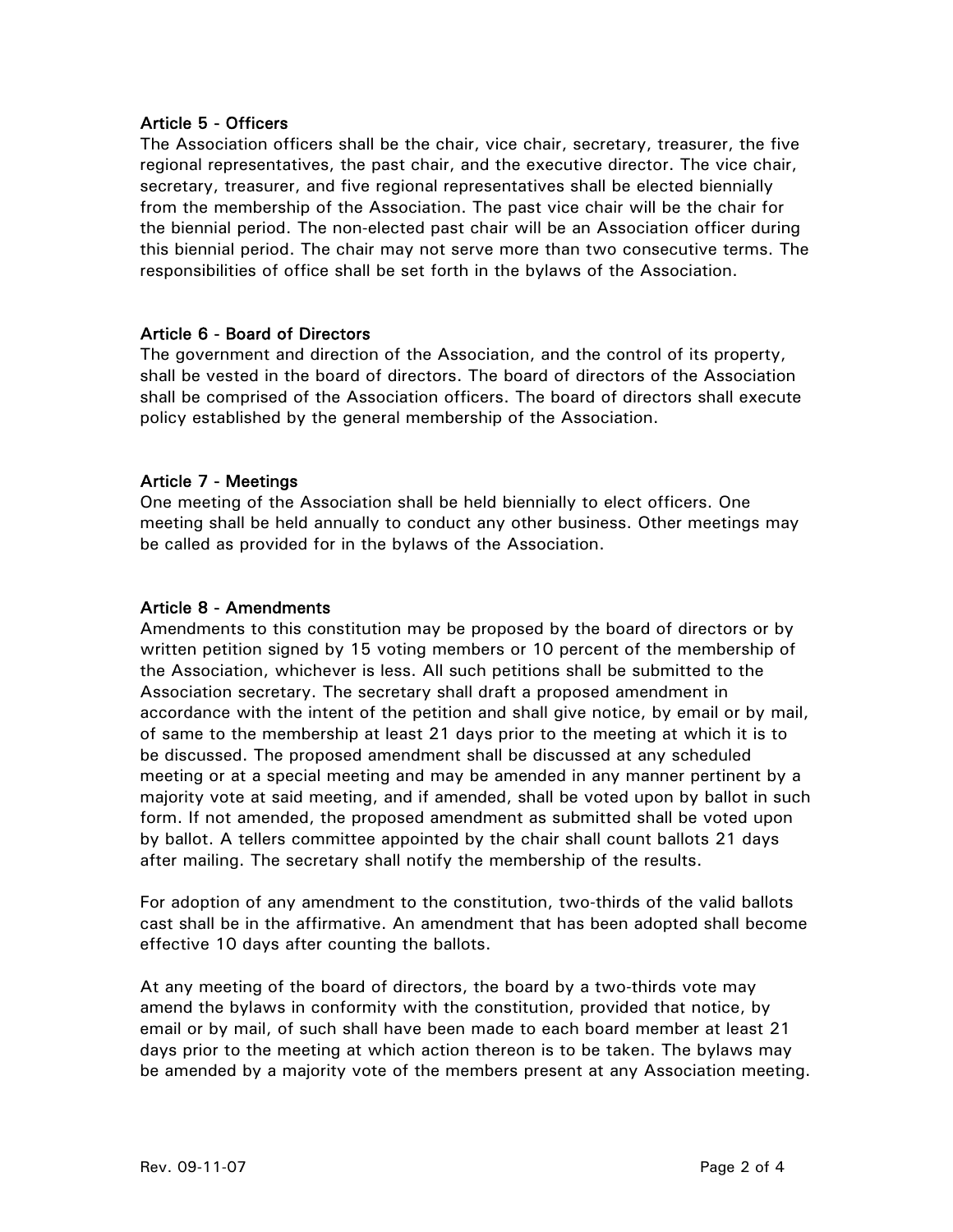## Article 5 - Officers

The Association officers shall be the chair, vice chair, secretary, treasurer, the five regional representatives, the past chair, and the executive director. The vice chair, secretary, treasurer, and five regional representatives shall be elected biennially from the membership of the Association. The past vice chair will be the chair for the biennial period. The non-elected past chair will be an Association officer during this biennial period. The chair may not serve more than two consecutive terms. The responsibilities of office shall be set forth in the bylaws of the Association.

## Article 6 - Board of Directors

The government and direction of the Association, and the control of its property, shall be vested in the board of directors. The board of directors of the Association shall be comprised of the Association officers. The board of directors shall execute policy established by the general membership of the Association.

## Article 7 - Meetings

One meeting of the Association shall be held biennially to elect officers. One meeting shall be held annually to conduct any other business. Other meetings may be called as provided for in the bylaws of the Association.

## Article 8 - Amendments

Amendments to this constitution may be proposed by the board of directors or by written petition signed by 15 voting members or 10 percent of the membership of the Association, whichever is less. All such petitions shall be submitted to the Association secretary. The secretary shall draft a proposed amendment in accordance with the intent of the petition and shall give notice, by email or by mail, of same to the membership at least 21 days prior to the meeting at which it is to be discussed. The proposed amendment shall be discussed at any scheduled meeting or at a special meeting and may be amended in any manner pertinent by a majority vote at said meeting, and if amended, shall be voted upon by ballot in such form. If not amended, the proposed amendment as submitted shall be voted upon by ballot. A tellers committee appointed by the chair shall count ballots 21 days after mailing. The secretary shall notify the membership of the results.

For adoption of any amendment to the constitution, two-thirds of the valid ballots cast shall be in the affirmative. An amendment that has been adopted shall become effective 10 days after counting the ballots.

At any meeting of the board of directors, the board by a two-thirds vote may amend the bylaws in conformity with the constitution, provided that notice, by email or by mail, of such shall have been made to each board member at least 21 days prior to the meeting at which action thereon is to be taken. The bylaws may be amended by a majority vote of the members present at any Association meeting.

Rev. 09-11-07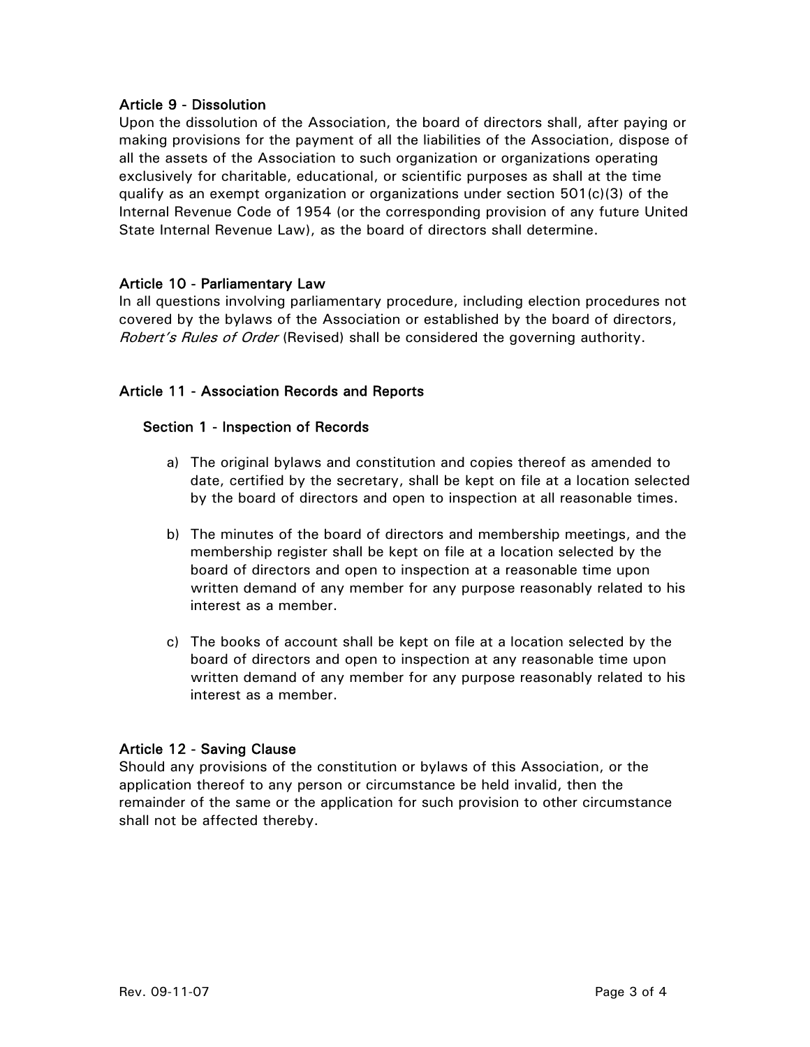## Article 9 - Dissolution

Upon the dissolution of the Association, the board of directors shall, after paying or making provisions for the payment of all the liabilities of the Association, dispose of all the assets of the Association to such organization or organizations operating exclusively for charitable, educational, or scientific purposes as shall at the time qualify as an exempt organization or organizations under section 501(c)(3) of the Internal Revenue Code of 1954 (or the corresponding provision of any future United State Internal Revenue Law), as the board of directors shall determine.

## Article 10 - Parliamentary Law

In all questions involving parliamentary procedure, including election procedures not covered by the bylaws of the Association or established by the board of directors, *Robert's Rules of Order* (Revised) shall be considered the governing authority.

## Article 11 - Association Records and Reports

### Section 1 - Inspection of Records

a) The original bylaws and constitution and copies thereof as amended to date, certified by the secretary, shall be kept on file at a location selected by the board of directors and open to inspection at all reasonable times.

b) The minutes of the board of directors and membership meetings, and the membership register shall be kept on file at a location selected by the board of directors and open to inspection at a reasonable time upon written demand of any member for any purpose reasonably related to his interest as a member.

c) The books of account shall be kept on file at a location selected by the board of directors and open to inspection at any reasonable time upon written demand of any member for any purpose reasonably related to his interest as a member.

## Article 12 - Saving Clause

Should any provisions of the constitution or bylaws of this Association, or the application thereof to any person or circumstance be held invalid, then the remainder of the same or the application for such provision to other circumstance shall not be affected thereby.

Rev. 09-11-07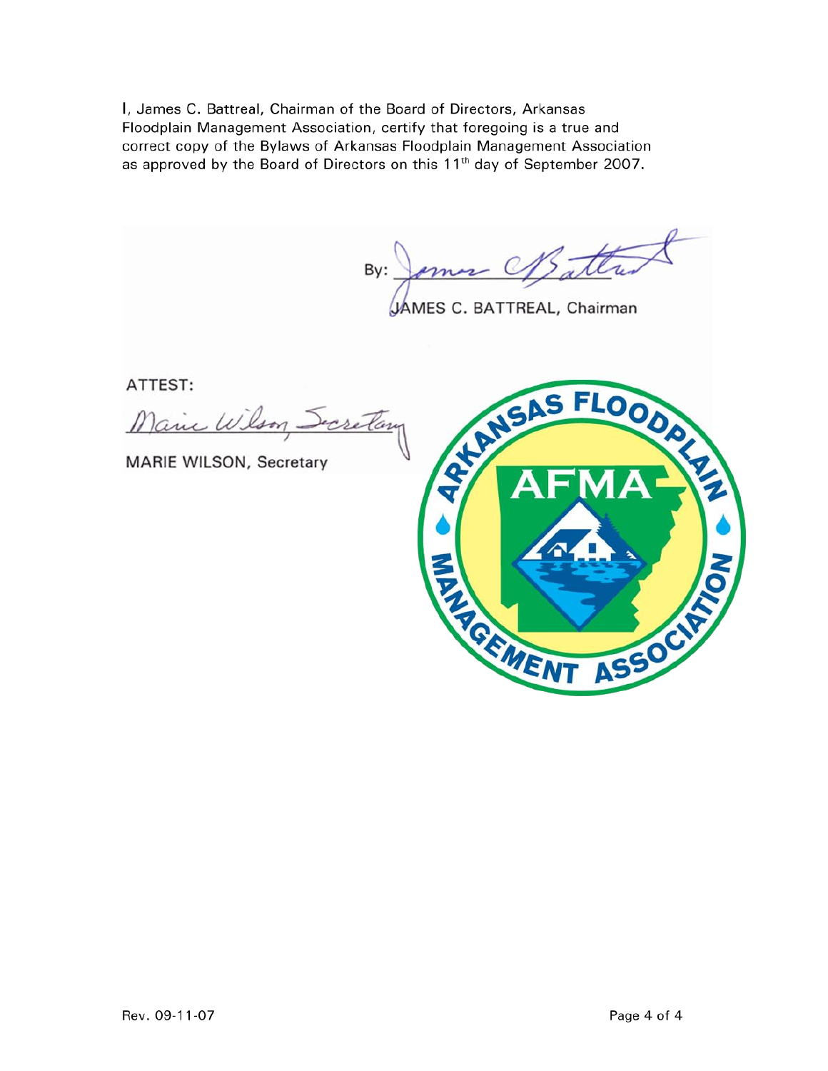I, James C. Battreal, Chairman of the Board of Directors, Arkansas Floodplain Management Association, certify that foregoing is a true and correct copy of the Bylaws of Arkansas Floodplain Management Association as approved by the Board of Directors on this 11th day of September 2007.

By: ______________________

JAMES C. BATTREAL, Chairman

ATTEST:

Marie Wilson, Secretary

MARIE WILSON, Secretary

Rev. 09-11-07